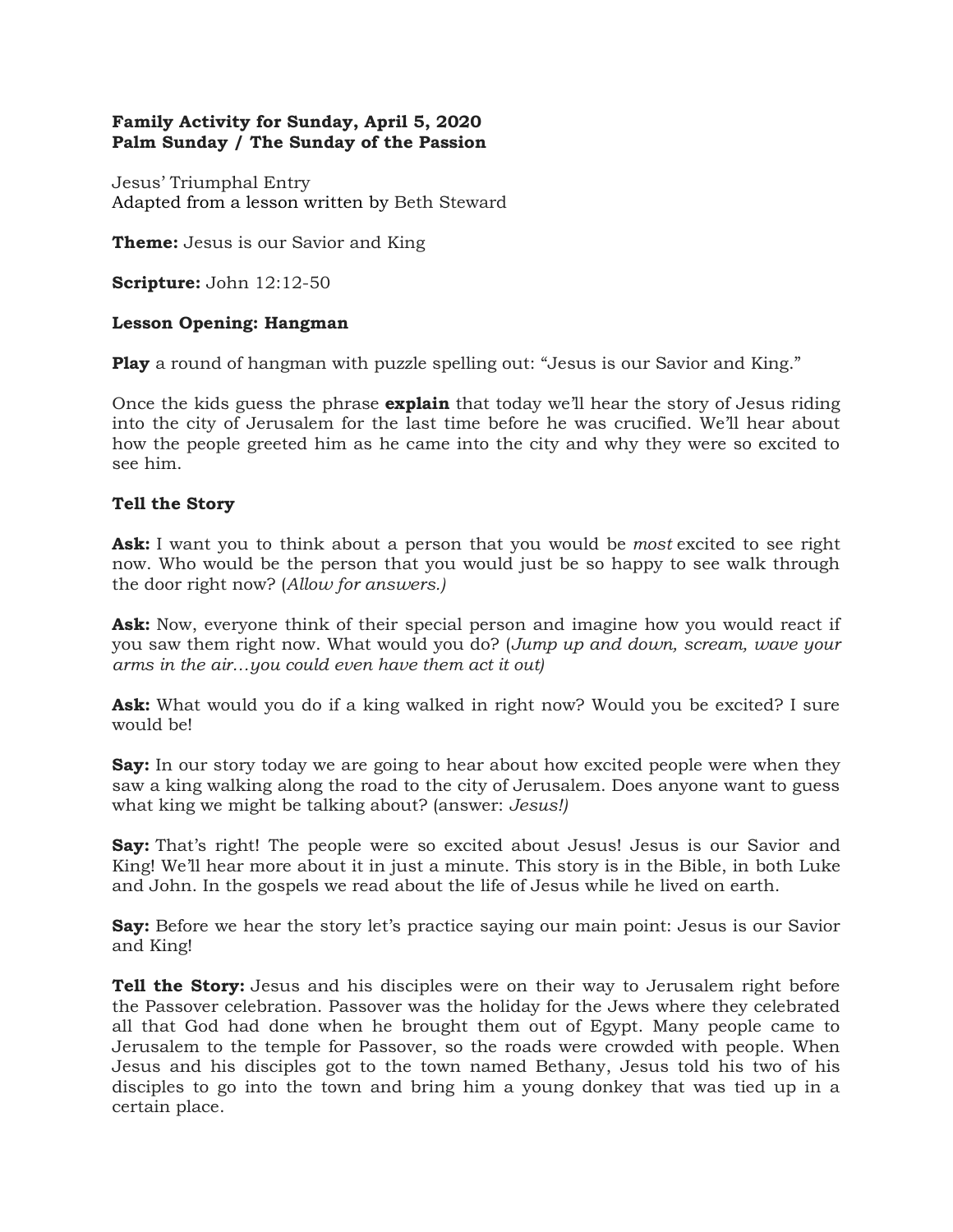**Family Activity for Sunday, April 5, 2020**
**Palm Sunday / The Sunday of the Passion**

Jesus' Triumphal Entry
Adapted from a lesson written by Beth Steward

**Theme:** Jesus is our Savior and King

**Scripture:** John 12:12-50

**Lesson Opening: Hangman**

**Play** a round of hangman with puzzle spelling out: "Jesus is our Savior and King."

Once the kids guess the phrase **explain** that today we'll hear the story of Jesus riding into the city of Jerusalem for the last time before he was crucified. We'll hear about how the people greeted him as he came into the city and why they were so excited to see him.

**Tell the Story**

**Ask:** I want you to think about a person that you would be *most* excited to see right now. Who would be the person that you would just be so happy to see walk through the door right now? (*Allow for answers.)*

**Ask:** Now, everyone think of their special person and imagine how you would react if you saw them right now. What would you do? (*Jump up and down, scream, wave your arms in the air…you could even have them act it out)*

**Ask:** What would you do if a king walked in right now? Would you be excited? I sure would be!

**Say:** In our story today we are going to hear about how excited people were when they saw a king walking along the road to the city of Jerusalem. Does anyone want to guess what king we might be talking about? (answer: *Jesus!)*

**Say:** That's right! The people were so excited about Jesus! Jesus is our Savior and King! We'll hear more about it in just a minute. This story is in the Bible, in both Luke and John. In the gospels we read about the life of Jesus while he lived on earth.

**Say:** Before we hear the story let's practice saying our main point: Jesus is our Savior and King!

**Tell the Story:** Jesus and his disciples were on their way to Jerusalem right before the Passover celebration. Passover was the holiday for the Jews where they celebrated all that God had done when he brought them out of Egypt. Many people came to Jerusalem to the temple for Passover, so the roads were crowded with people. When Jesus and his disciples got to the town named Bethany, Jesus told his two of his disciples to go into the town and bring him a young donkey that was tied up in a certain place.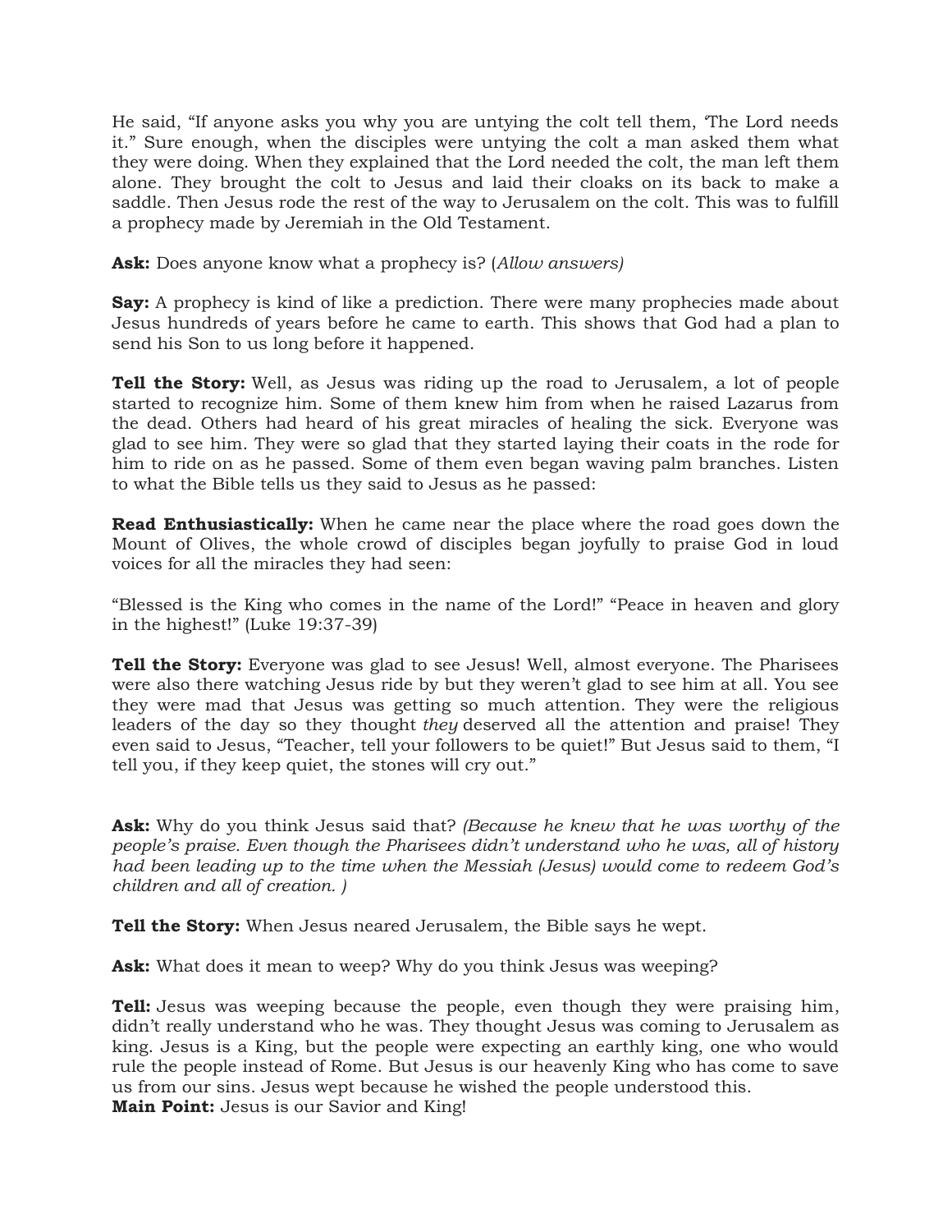He said, "If anyone asks you why you are untying the colt tell them, 'The Lord needs it." Sure enough, when the disciples were untying the colt a man asked them what they were doing. When they explained that the Lord needed the colt, the man left them alone. They brought the colt to Jesus and laid their cloaks on its back to make a saddle. Then Jesus rode the rest of the way to Jerusalem on the colt. This was to fulfill a prophecy made by Jeremiah in the Old Testament.

**Ask:** Does anyone know what a prophecy is? (*Allow answers)*

**Say:** A prophecy is kind of like a prediction. There were many prophecies made about Jesus hundreds of years before he came to earth. This shows that God had a plan to send his Son to us long before it happened.

**Tell the Story:** Well, as Jesus was riding up the road to Jerusalem, a lot of people started to recognize him. Some of them knew him from when he raised Lazarus from the dead. Others had heard of his great miracles of healing the sick. Everyone was glad to see him. They were so glad that they started laying their coats in the rode for him to ride on as he passed. Some of them even began waving palm branches. Listen to what the Bible tells us they said to Jesus as he passed:

**Read Enthusiastically:** When he came near the place where the road goes down the Mount of Olives, the whole crowd of disciples began joyfully to praise God in loud voices for all the miracles they had seen:

"Blessed is the King who comes in the name of the Lord!" "Peace in heaven and glory in the highest!" (Luke 19:37-39)

**Tell the Story:** Everyone was glad to see Jesus! Well, almost everyone. The Pharisees were also there watching Jesus ride by but they weren't glad to see him at all. You see they were mad that Jesus was getting so much attention. They were the religious leaders of the day so they thought *they* deserved all the attention and praise! They even said to Jesus, "Teacher, tell your followers to be quiet!" But Jesus said to them, "I tell you, if they keep quiet, the stones will cry out."

**Ask:** Why do you think Jesus said that? *(Because he knew that he was worthy of the people's praise. Even though the Pharisees didn't understand who he was, all of history had been leading up to the time when the Messiah (Jesus) would come to redeem God's children and all of creation. )*

**Tell the Story:** When Jesus neared Jerusalem, the Bible says he wept.

**Ask:** What does it mean to weep? Why do you think Jesus was weeping?

**Tell:** Jesus was weeping because the people, even though they were praising him, didn't really understand who he was. They thought Jesus was coming to Jerusalem as king. Jesus is a King, but the people were expecting an earthly king, one who would rule the people instead of Rome. But Jesus is our heavenly King who has come to save us from our sins. Jesus wept because he wished the people understood this.

**Main Point:** Jesus is our Savior and King!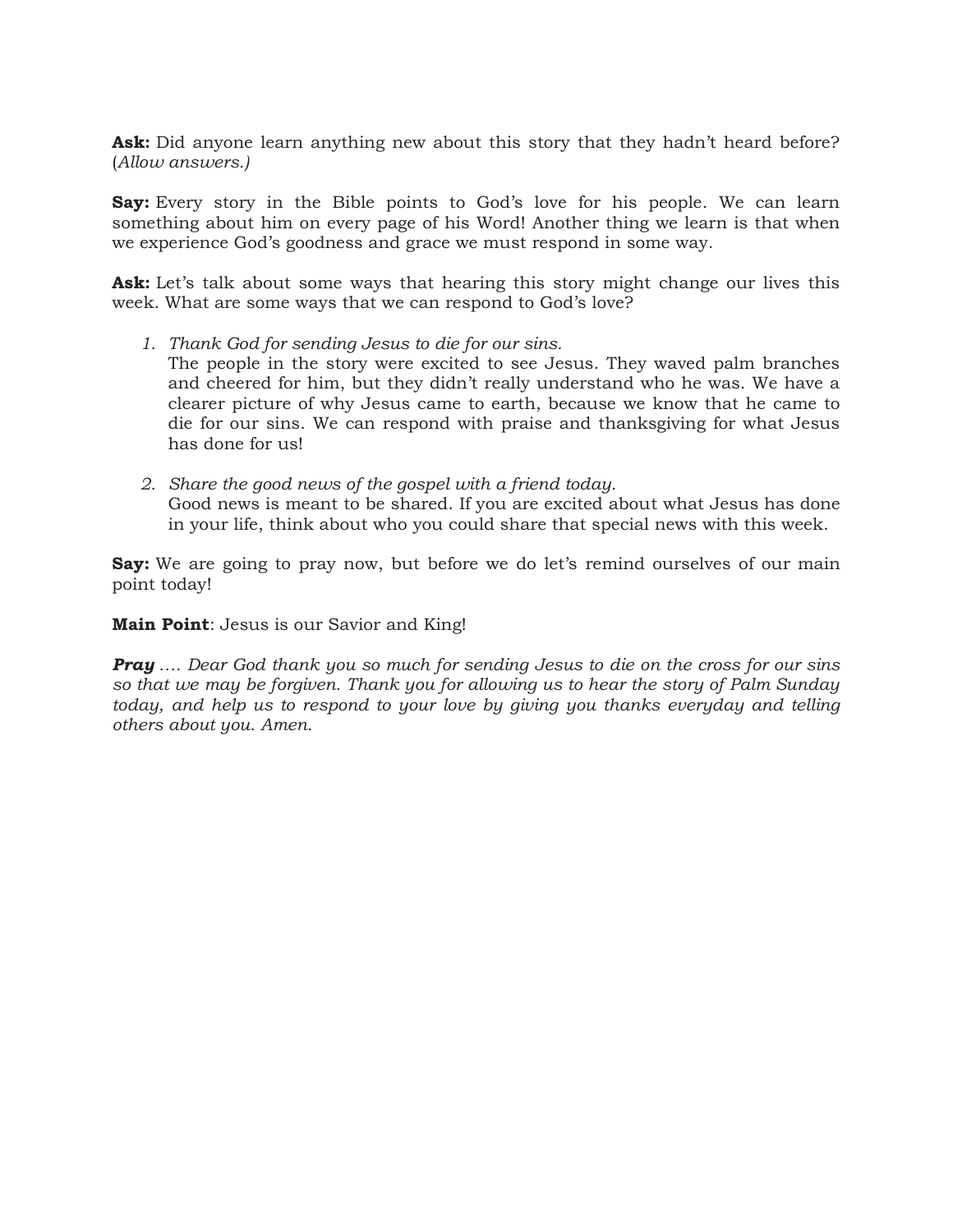**Ask:** Did anyone learn anything new about this story that they hadn't heard before? (*Allow answers.)*

**Say:** Every story in the Bible points to God's love for his people. We can learn something about him on every page of his Word! Another thing we learn is that when we experience God's goodness and grace we must respond in some way.

**Ask:** Let's talk about some ways that hearing this story might change our lives this week. What are some ways that we can respond to God's love?

1. *Thank God for sending Jesus to die for our sins.*
   The people in the story were excited to see Jesus. They waved palm branches and cheered for him, but they didn't really understand who he was. We have a clearer picture of why Jesus came to earth, because we know that he came to die for our sins. We can respond with praise and thanksgiving for what Jesus has done for us!

2. *Share the good news of the gospel with a friend today.*
   Good news is meant to be shared. If you are excited about what Jesus has done in your life, think about who you could share that special news with this week.

**Say:** We are going to pray now, but before we do let's remind ourselves of our main point today!

**Main Point**: Jesus is our Savior and King!

***Pray*** *…. Dear God thank you so much for sending Jesus to die on the cross for our sins so that we may be forgiven. Thank you for allowing us to hear the story of Palm Sunday today, and help us to respond to your love by giving you thanks everyday and telling others about you. Amen.*